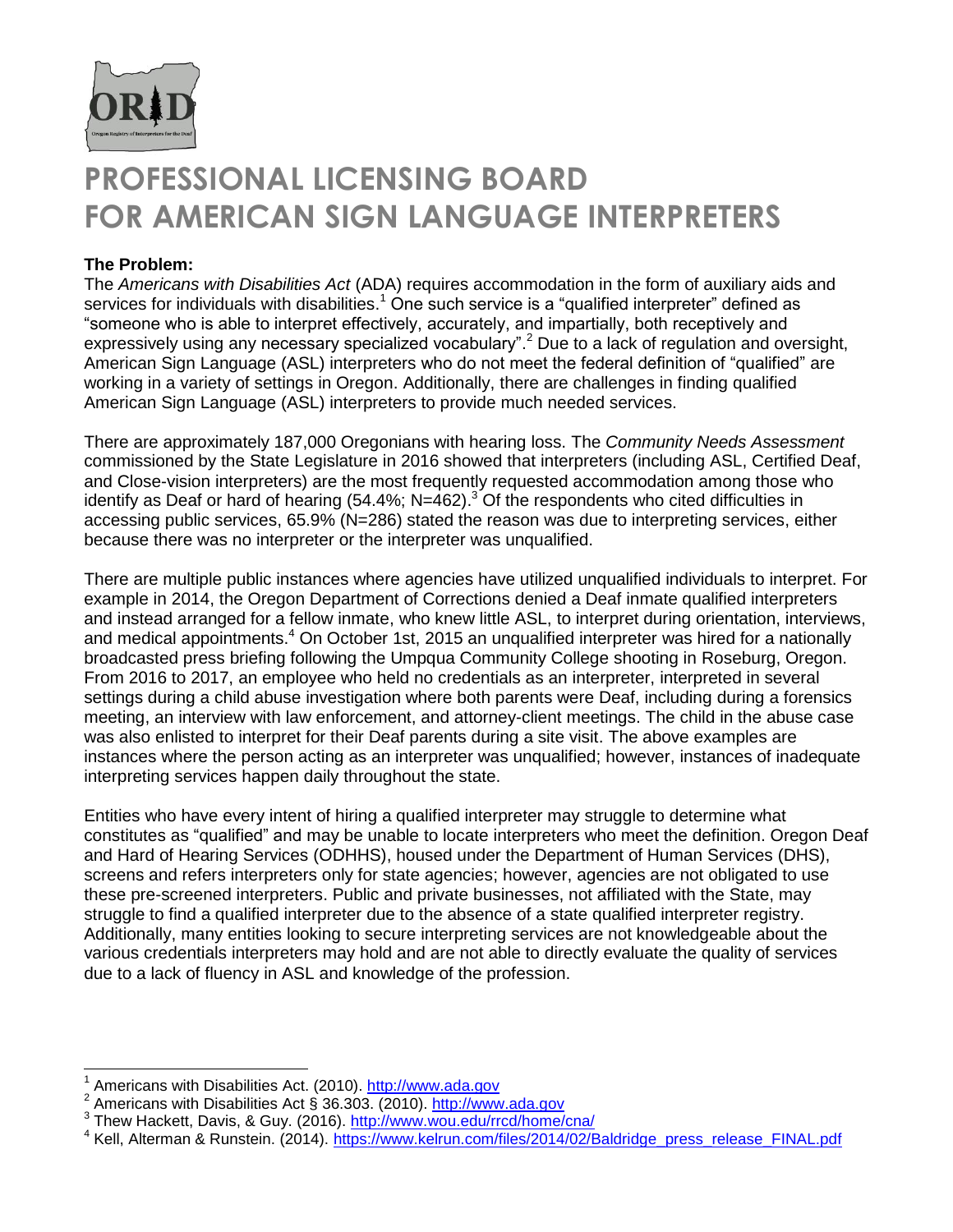# PROFESSIONAL LICENSING BOARD FOR AMERICAN SIGN LANGUAGE INTERPRETERS

**The Problem:**

The *Americans with Disabilities Act* (ADA) requires accommodation in the form of auxiliary aids and services for individuals with disabilities.[1] One such service is a "qualified interpreter" defined as "someone who is able to interpret effectively, accurately, and impartially, both receptively and expressively using any necessary specialized vocabulary".[2] Due to a lack of regulation and oversight, American Sign Language (ASL) interpreters who do not meet the federal definition of "qualified" are working in a variety of settings in Oregon. Additionally, there are challenges in finding qualified American Sign Language (ASL) interpreters to provide much needed services.

There are approximately 187,000 Oregonians with hearing loss. The *Community Needs Assessment* commissioned by the State Legislature in 2016 showed that interpreters (including ASL, Certified Deaf, and Close-vision interpreters) are the most frequently requested accommodation among those who identify as Deaf or hard of hearing (54.4%; N=462).[3] Of the respondents who cited difficulties in accessing public services, 65.9% (N=286) stated the reason was due to interpreting services, either because there was no interpreter or the interpreter was unqualified.

There are multiple public instances where agencies have utilized unqualified individuals to interpret. For example in 2014, the Oregon Department of Corrections denied a Deaf inmate qualified interpreters and instead arranged for a fellow inmate, who knew little ASL, to interpret during orientation, interviews, and medical appointments.[4] On October 1st, 2015 an unqualified interpreter was hired for a nationally broadcasted press briefing following the Umpqua Community College shooting in Roseburg, Oregon. From 2016 to 2017, an employee who held no credentials as an interpreter, interpreted in several settings during a child abuse investigation where both parents were Deaf, including during a forensics meeting, an interview with law enforcement, and attorney-client meetings. The child in the abuse case was also enlisted to interpret for their Deaf parents during a site visit. The above examples are instances where the person acting as an interpreter was unqualified; however, instances of inadequate interpreting services happen daily throughout the state.

Entities who have every intent of hiring a qualified interpreter may struggle to determine what constitutes as "qualified" and may be unable to locate interpreters who meet the definition. Oregon Deaf and Hard of Hearing Services (ODHHS), housed under the Department of Human Services (DHS), screens and refers interpreters only for state agencies; however, agencies are not obligated to use these pre-screened interpreters. Public and private businesses, not affiliated with the State, may struggle to find a qualified interpreter due to the absence of a state qualified interpreter registry. Additionally, many entities looking to secure interpreting services are not knowledgeable about the various credentials interpreters may hold and are not able to directly evaluate the quality of services due to a lack of fluency in ASL and knowledge of the profession.

---

[1] Americans with Disabilities Act. (2010). http://www.ada.gov

[2] Americans with Disabilities Act § 36.303. (2010). http://www.ada.gov

[3] Thew Hackett, Davis, & Guy. (2016). http://www.wou.edu/rrcd/home/cna/

[4] Kell, Alterman & Runstein. (2014). https://www.kelrun.com/files/2014/02/Baldridge_press_release_FINAL.pdf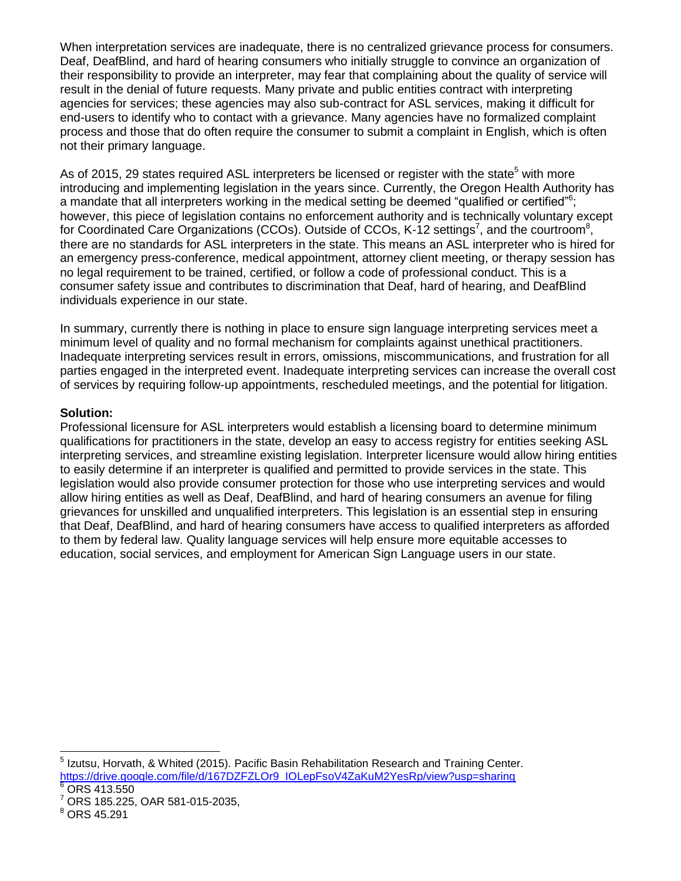When interpretation services are inadequate, there is no centralized grievance process for consumers. Deaf, DeafBlind, and hard of hearing consumers who initially struggle to convince an organization of their responsibility to provide an interpreter, may fear that complaining about the quality of service will result in the denial of future requests. Many private and public entities contract with interpreting agencies for services; these agencies may also sub-contract for ASL services, making it difficult for end-users to identify who to contact with a grievance. Many agencies have no formalized complaint process and those that do often require the consumer to submit a complaint in English, which is often not their primary language.

As of 2015, 29 states required ASL interpreters be licensed or register with the state[5] with more introducing and implementing legislation in the years since. Currently, the Oregon Health Authority has a mandate that all interpreters working in the medical setting be deemed "qualified or certified"[6]; however, this piece of legislation contains no enforcement authority and is technically voluntary except for Coordinated Care Organizations (CCOs). Outside of CCOs, K-12 settings[7], and the courtroom[8], there are no standards for ASL interpreters in the state. This means an ASL interpreter who is hired for an emergency press-conference, medical appointment, attorney client meeting, or therapy session has no legal requirement to be trained, certified, or follow a code of professional conduct. This is a consumer safety issue and contributes to discrimination that Deaf, hard of hearing, and DeafBlind individuals experience in our state.

In summary, currently there is nothing in place to ensure sign language interpreting services meet a minimum level of quality and no formal mechanism for complaints against unethical practitioners. Inadequate interpreting services result in errors, omissions, miscommunications, and frustration for all parties engaged in the interpreted event. Inadequate interpreting services can increase the overall cost of services by requiring follow-up appointments, rescheduled meetings, and the potential for litigation.

**Solution:**
Professional licensure for ASL interpreters would establish a licensing board to determine minimum qualifications for practitioners in the state, develop an easy to access registry for entities seeking ASL interpreting services, and streamline existing legislation. Interpreter licensure would allow hiring entities to easily determine if an interpreter is qualified and permitted to provide services in the state. This legislation would also provide consumer protection for those who use interpreting services and would allow hiring entities as well as Deaf, DeafBlind, and hard of hearing consumers an avenue for filing grievances for unskilled and unqualified interpreters. This legislation is an essential step in ensuring that Deaf, DeafBlind, and hard of hearing consumers have access to qualified interpreters as afforded to them by federal law. Quality language services will help ensure more equitable accesses to education, social services, and employment for American Sign Language users in our state.

---

[5] Izutsu, Horvath, & Whited (2015). Pacific Basin Rehabilitation Research and Training Center. https://drive.google.com/file/d/167DZFZLOr9_IOLepFsoV4ZaKuM2YesRp/view?usp=sharing

[6] ORS 413.550

[7] ORS 185.225, OAR 581-015-2035,

[8] ORS 45.291